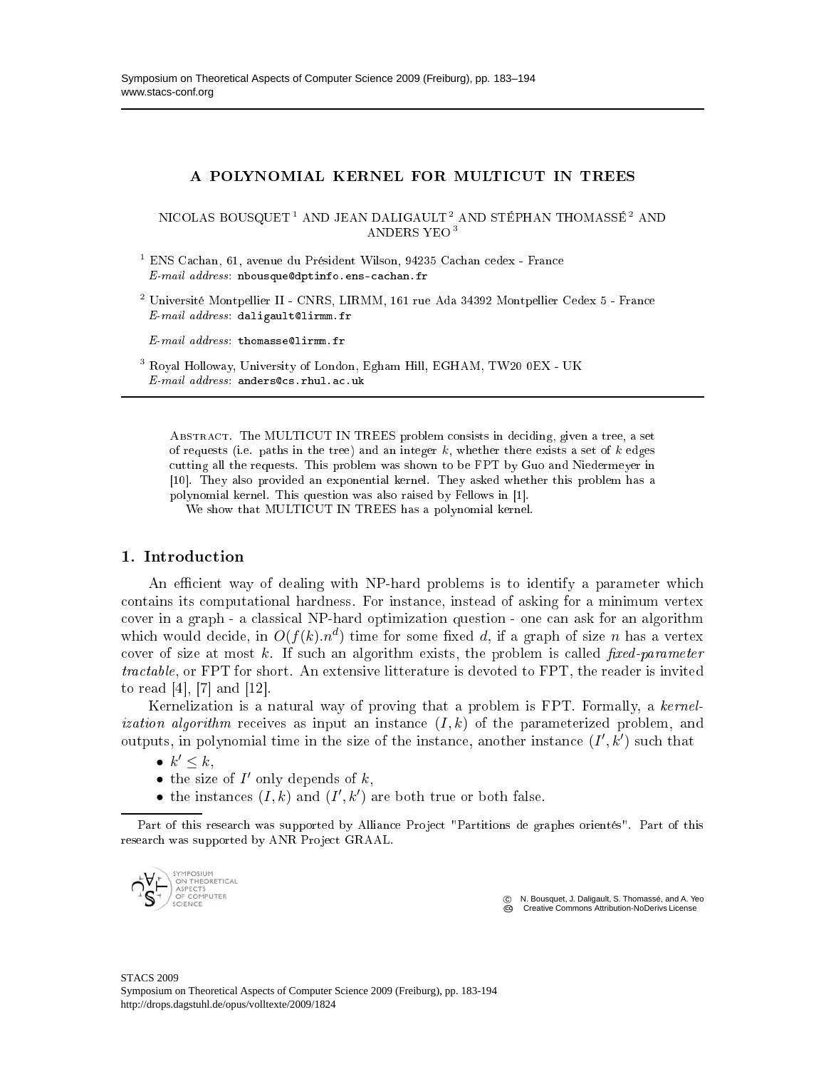# A POLYNOMIAL KERNEL FOR MULTICUT IN TREES

NICOLAS BOUSQUET [1] AND JEAN DALIGAULT [2] AND STÉPHAN THOMASSÉ [2] AND ANDERS YEO [3]

[1] ENS Cachan, 61, avenue du Président Wilson, 94235 Cachan cedex - France
*E-mail address*: nbousque@dptinfo.ens-cachan.fr

[2] Université Montpellier II - CNRS, LIRMM, 161 rue Ada 34392 Montpellier Cedex 5 - France
*E-mail address*: daligault@lirmm.fr

*E-mail address*: thomasse@lirmm.fr

[3] Royal Holloway, University of London, Egham Hill, EGHAM, TW20 0EX - UK
*E-mail address*: anders@cs.rhul.ac.uk

Abstract. The MULTICUT IN TREES problem consists in deciding, given a tree, a set of requests (i.e. paths in the tree) and an integer $k$, whether there exists a set of $k$ edges cutting all the requests. This problem was shown to be FPT by Guo and Niedermeyer in [10]. They also provided an exponential kernel. They asked whether this problem has a polynomial kernel. This question was also raised by Fellows in [1].

We show that MULTICUT IN TREES has a polynomial kernel.

## 1. Introduction

An efficient way of dealing with NP-hard problems is to identify a parameter which contains its computational hardness. For instance, instead of asking for a minimum vertex cover in a graph - a classical NP-hard optimization question - one can ask for an algorithm which would decide, in $O(f(k).n^d)$ time for some fixed $d$, if a graph of size $n$ has a vertex cover of size at most $k$. If such an algorithm exists, the problem is called *fixed-parameter tractable*, or FPT for short. An extensive litterature is devoted to FPT, the reader is invited to read [4], [7] and [12].

Kernelization is a natural way of proving that a problem is FPT. Formally, a *kernelization algorithm* receives as input an instance $(I, k)$ of the parameterized problem, and outputs, in polynomial time in the size of the instance, another instance $(I', k')$ such that

- $k' \leq k$,
- the size of $I'$ only depends of $k$,
- the instances $(I, k)$ and $(I', k')$ are both true or both false.

Part of this research was supported by Alliance Project "Partitions de graphes orientés". Part of this research was supported by ANR Project GRAAL.

© N. Bousquet, J. Daligault, S. Thomassé, and A. Yeo
Creative Commons Attribution-NoDerivs License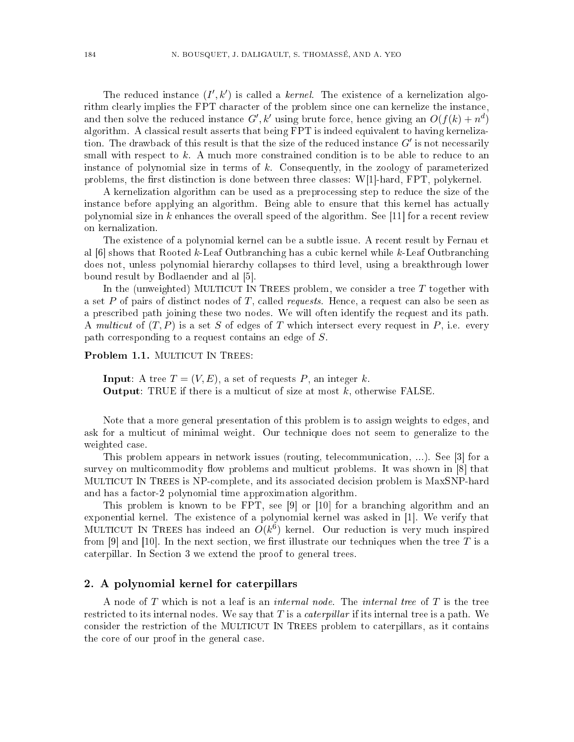The reduced instance $(I', k')$ is called a *kernel*. The existence of a kernelization algorithm clearly implies the FPT character of the problem since one can kernelize the instance, and then solve the reduced instance $G', k'$ using brute force, hence giving an $O(f(k) + n^d)$ algorithm. A classical result asserts that being FPT is indeed equivalent to having kernelization. The drawback of this result is that the size of the reduced instance $G'$ is not necessarily small with respect to $k$. A much more constrained condition is to be able to reduce to an instance of polynomial size in terms of $k$. Consequently, in the zoology of parameterized problems, the first distinction is done between three classes: W[1]-hard, FPT, polykernel.

A kernelization algorithm can be used as a preprocessing step to reduce the size of the instance before applying an algorithm. Being able to ensure that this kernel has actually polynomial size in $k$ enhances the overall speed of the algorithm. See [11] for a recent review on kernalization.

The existence of a polynomial kernel can be a subtle issue. A recent result by Fernau et al [6] shows that Rooted $k$-Leaf Outbranching has a cubic kernel while $k$-Leaf Outbranching does not, unless polynomial hierarchy collapses to third level, using a breakthrough lower bound result by Bodlaender and al [5].

In the (unweighted) Multicut In Trees problem, we consider a tree $T$ together with a set $P$ of pairs of distinct nodes of $T$, called *requests*. Hence, a request can also be seen as a prescribed path joining these two nodes. We will often identify the request and its path. A *multicut* of $(T, P)$ is a set $S$ of edges of $T$ which intersect every request in $P$, i.e. every path corresponding to a request contains an edge of $S$.

**Problem 1.1.** Multicut In Trees:

> **Input**: A tree $T = (V, E)$, a set of requests $P$, an integer $k$.
> **Output**: TRUE if there is a multicut of size at most $k$, otherwise FALSE.

Note that a more general presentation of this problem is to assign weights to edges, and ask for a multicut of minimal weight. Our technique does not seem to generalize to the weighted case.

This problem appears in network issues (routing, telecommunication, ...). See [3] for a survey on multicommodity flow problems and multicut problems. It was shown in [8] that Multicut In Trees is NP-complete, and its associated decision problem is MaxSNP-hard and has a factor-2 polynomial time approximation algorithm.

This problem is known to be FPT, see [9] or [10] for a branching algorithm and an exponential kernel. The existence of a polynomial kernel was asked in [1]. We verify that Multicut In Trees has indeed an $O(k^6)$ kernel. Our reduction is very much inspired from [9] and [10]. In the next section, we first illustrate our techniques when the tree $T$ is a caterpillar. In Section 3 we extend the proof to general trees.

## 2. A polynomial kernel for caterpillars

A node of $T$ which is not a leaf is an *internal node*. The *internal tree* of $T$ is the tree restricted to its internal nodes. We say that $T$ is a *caterpillar* if its internal tree is a path. We consider the restriction of the Multicut In Trees problem to caterpillars, as it contains the core of our proof in the general case.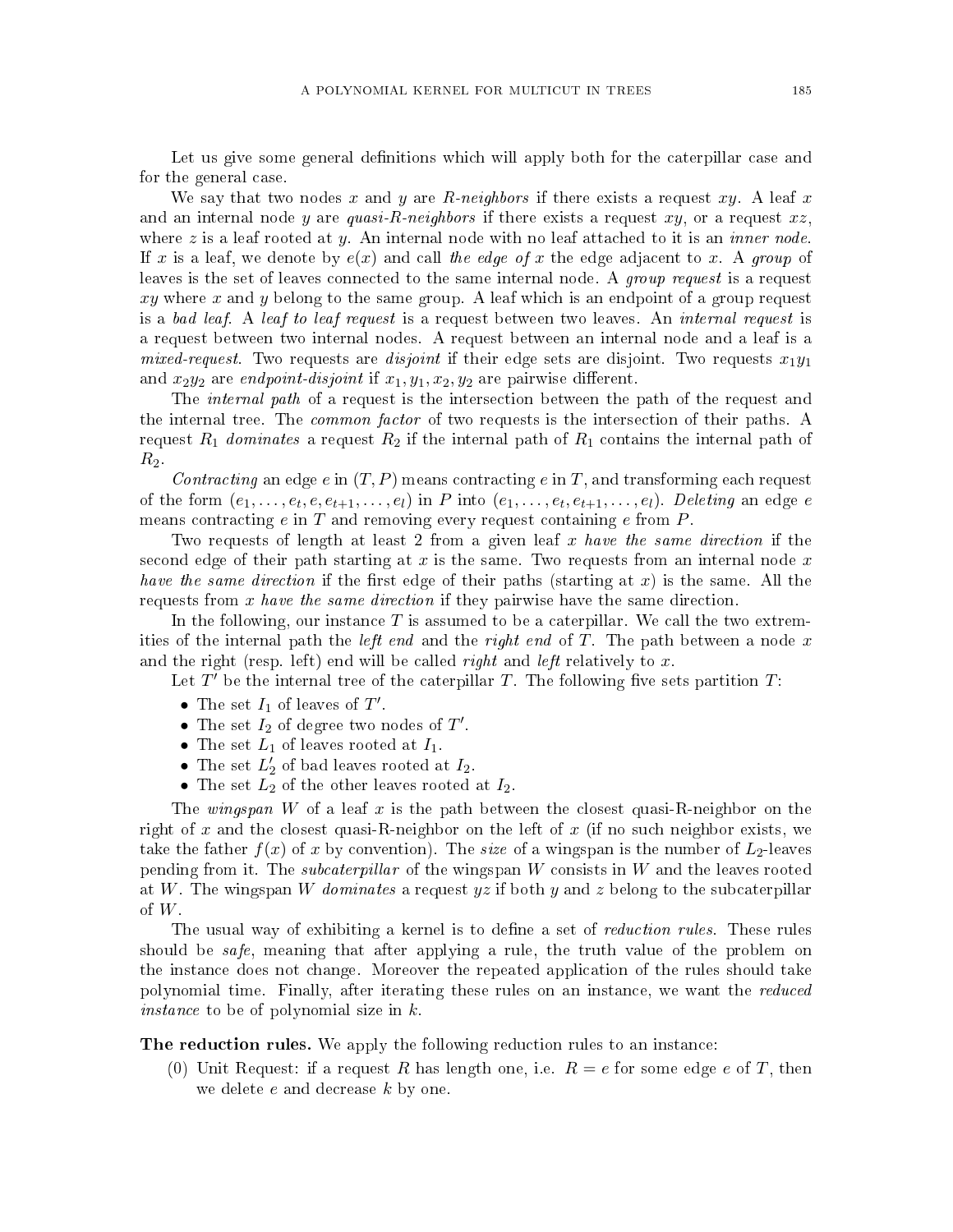Let us give some general definitions which will apply both for the caterpillar case and for the general case.

We say that two nodes $x$ and $y$ are *R-neighbors* if there exists a request $xy$. A leaf $x$ and an internal node $y$ are *quasi-R-neighbors* if there exists a request $xy$, or a request $xz$, where $z$ is a leaf rooted at $y$. An internal node with no leaf attached to it is an *inner node*. If $x$ is a leaf, we denote by $e(x)$ and call *the edge of* $x$ the edge adjacent to $x$. A *group* of leaves is the set of leaves connected to the same internal node. A *group request* is a request $xy$ where $x$ and $y$ belong to the same group. A leaf which is an endpoint of a group request is a *bad leaf*. A *leaf to leaf request* is a request between two leaves. An *internal request* is a request between two internal nodes. A request between an internal node and a leaf is a *mixed-request*. Two requests are *disjoint* if their edge sets are disjoint. Two requests $x_1y_1$ and $x_2y_2$ are *endpoint-disjoint* if $x_1, y_1, x_2, y_2$ are pairwise different.

The *internal path* of a request is the intersection between the path of the request and the internal tree. The *common factor* of two requests is the intersection of their paths. A request $R_1$ *dominates* a request $R_2$ if the internal path of $R_1$ contains the internal path of $R_2$.

*Contracting* an edge $e$ in $(T, P)$ means contracting $e$ in $T$, and transforming each request of the form $(e_1, \dots, e_t, e, e_{t+1}, \dots, e_l)$ in $P$ into $(e_1, \dots, e_t, e_{t+1}, \dots, e_l)$. *Deleting* an edge $e$ means contracting $e$ in $T$ and removing every request containing $e$ from $P$.

Two requests of length at least 2 from a given leaf $x$ *have the same direction* if the second edge of their path starting at $x$ is the same. Two requests from an internal node $x$ *have the same direction* if the first edge of their paths (starting at $x$) is the same. All the requests from $x$ *have the same direction* if they pairwise have the same direction.

In the following, our instance $T$ is assumed to be a caterpillar. We call the two extremities of the internal path the *left end* and the *right end* of $T$. The path between a node $x$ and the right (resp. left) end will be called *right* and *left* relatively to $x$.

Let $T'$ be the internal tree of the caterpillar $T$. The following five sets partition $T$:

- The set $I_1$ of leaves of $T'$.
- The set $I_2$ of degree two nodes of $T'$.
- The set $L_1$ of leaves rooted at $I_1$.
- The set $L_2'$ of bad leaves rooted at $I_2$.
- The set $L_2$ of the other leaves rooted at $I_2$.

The *wingspan* $W$ of a leaf $x$ is the path between the closest quasi-R-neighbor on the right of $x$ and the closest quasi-R-neighbor on the left of $x$ (if no such neighbor exists, we take the father $f(x)$ of $x$ by convention). The *size* of a wingspan is the number of $L_2$-leaves pending from it. The *subcaterpillar* of the wingspan $W$ consists in $W$ and the leaves rooted at $W$. The wingspan $W$ *dominates* a request $yz$ if both $y$ and $z$ belong to the subcaterpillar of $W$.

The usual way of exhibiting a kernel is to define a set of *reduction rules*. These rules should be *safe*, meaning that after applying a rule, the truth value of the problem on the instance does not change. Moreover the repeated application of the rules should take polynomial time. Finally, after iterating these rules on an instance, we want the *reduced instance* to be of polynomial size in $k$.

**The reduction rules.** We apply the following reduction rules to an instance:

(0) Unit Request: if a request $R$ has length one, i.e. $R = e$ for some edge $e$ of $T$, then we delete $e$ and decrease $k$ by one.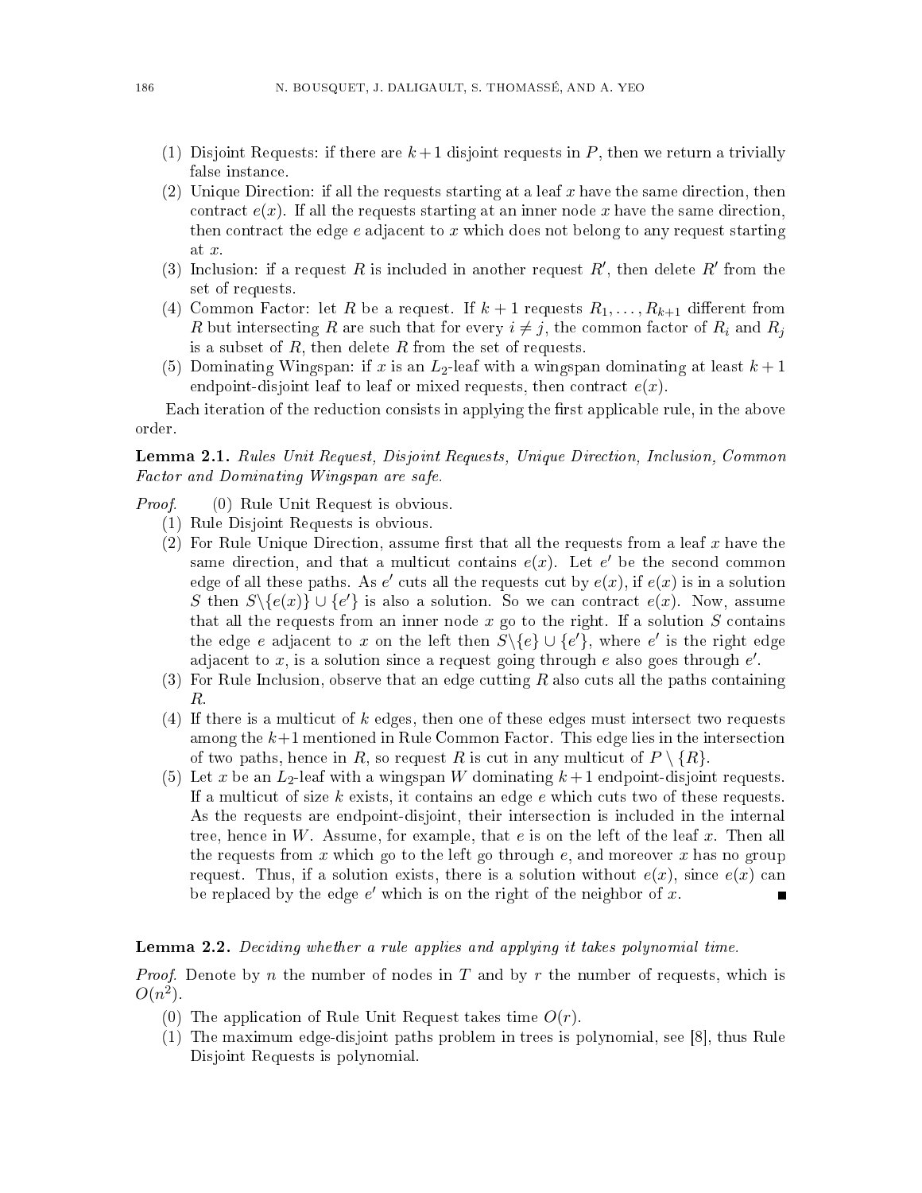(1) Disjoint Requests: if there are $k+1$ disjoint requests in $P$, then we return a trivially false instance.

(2) Unique Direction: if all the requests starting at a leaf $x$ have the same direction, then contract $e(x)$. If all the requests starting at an inner node $x$ have the same direction, then contract the edge $e$ adjacent to $x$ which does not belong to any request starting at $x$.

(3) Inclusion: if a request $R$ is included in another request $R'$, then delete $R'$ from the set of requests.

(4) Common Factor: let $R$ be a request. If $k+1$ requests $R_1, \ldots, R_{k+1}$ different from $R$ but intersecting $R$ are such that for every $i \neq j$, the common factor of $R_i$ and $R_j$ is a subset of $R$, then delete $R$ from the set of requests.

(5) Dominating Wingspan: if $x$ is an $L_2$-leaf with a wingspan dominating at least $k+1$ endpoint-disjoint leaf to leaf or mixed requests, then contract $e(x)$.

Each iteration of the reduction consists in applying the first applicable rule, in the above order.

**Lemma 2.1.** *Rules Unit Request, Disjoint Requests, Unique Direction, Inclusion, Common Factor and Dominating Wingspan are safe.*

*Proof.* (0) Rule Unit Request is obvious.

(1) Rule Disjoint Requests is obvious.

(2) For Rule Unique Direction, assume first that all the requests from a leaf $x$ have the same direction, and that a multicut contains $e(x)$. Let $e'$ be the second common edge of all these paths. As $e'$ cuts all the requests cut by $e(x)$, if $e(x)$ is in a solution $S$ then $S \backslash \{e(x)\} \cup \{e'\}$ is also a solution. So we can contract $e(x)$. Now, assume that all the requests from an inner node $x$ go to the right. If a solution $S$ contains the edge $e$ adjacent to $x$ on the left then $S \backslash \{e\} \cup \{e'\}$, where $e'$ is the right edge adjacent to $x$, is a solution since a request going through $e$ also goes through $e'$.

(3) For Rule Inclusion, observe that an edge cutting $R$ also cuts all the paths containing $R$.

(4) If there is a multicut of $k$ edges, then one of these edges must intersect two requests among the $k+1$ mentioned in Rule Common Factor. This edge lies in the intersection of two paths, hence in $R$, so request $R$ is cut in any multicut of $P \setminus \{R\}$.

(5) Let $x$ be an $L_2$-leaf with a wingspan $W$ dominating $k+1$ endpoint-disjoint requests. If a multicut of size $k$ exists, it contains an edge $e$ which cuts two of these requests. As the requests are endpoint-disjoint, their intersection is included in the internal tree, hence in $W$. Assume, for example, that $e$ is on the left of the leaf $x$. Then all the requests from $x$ which go to the left go through $e$, and moreover $x$ has no group request. Thus, if a solution exists, there is a solution without $e(x)$, since $e(x)$ can be replaced by the edge $e'$ which is on the right of the neighbor of $x$. ∎

**Lemma 2.2.** *Deciding whether a rule applies and applying it takes polynomial time.*

*Proof.* Denote by $n$ the number of nodes in $T$ and by $r$ the number of requests, which is $O(n^2)$.

(0) The application of Rule Unit Request takes time $O(r)$.

(1) The maximum edge-disjoint paths problem in trees is polynomial, see [8], thus Rule Disjoint Requests is polynomial.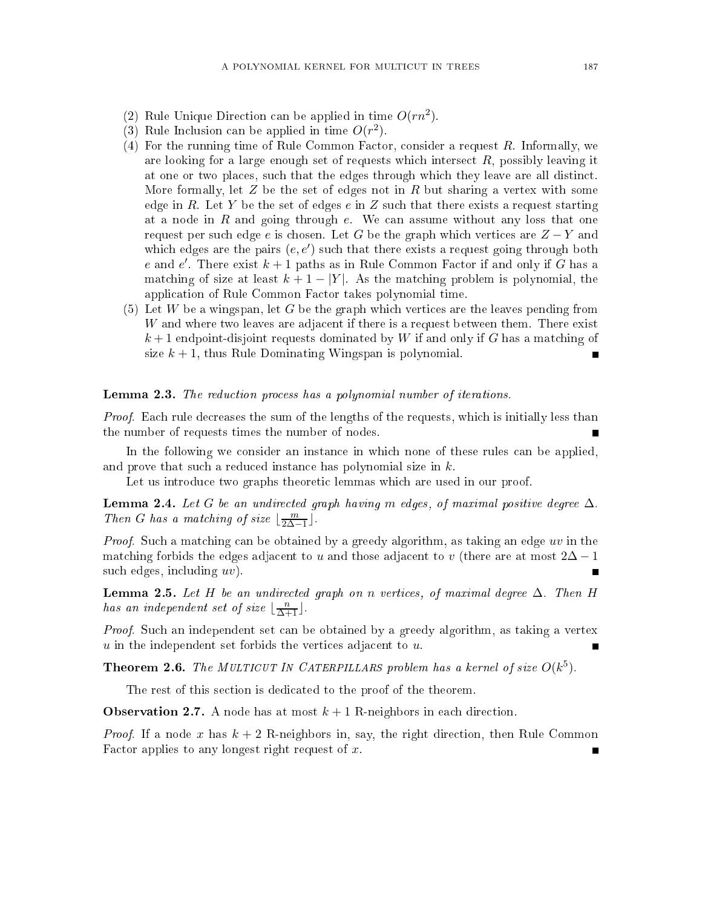(2) Rule Unique Direction can be applied in time $O(rn^2)$.
(3) Rule Inclusion can be applied in time $O(r^2)$.
(4) For the running time of Rule Common Factor, consider a request $R$. Informally, we are looking for a large enough set of requests which intersect $R$, possibly leaving it at one or two places, such that the edges through which they leave are all distinct. More formally, let $Z$ be the set of edges not in $R$ but sharing a vertex with some edge in $R$. Let $Y$ be the set of edges $e$ in $Z$ such that there exists a request starting at a node in $R$ and going through $e$. We can assume without any loss that one request per such edge $e$ is chosen. Let $G$ be the graph which vertices are $Z - Y$ and which edges are the pairs $(e, e')$ such that there exists a request going through both $e$ and $e'$. There exist $k+1$ paths as in Rule Common Factor if and only if $G$ has a matching of size at least $k + 1 - |Y|$. As the matching problem is polynomial, the application of Rule Common Factor takes polynomial time.
(5) Let $W$ be a wingspan, let $G$ be the graph which vertices are the leaves pending from $W$ and where two leaves are adjacent if there is a request between them. There exist $k+1$ endpoint-disjoint requests dominated by $W$ if and only if $G$ has a matching of size $k+1$, thus Rule Dominating Wingspan is polynomial. ■

**Lemma 2.3.** *The reduction process has a polynomial number of iterations.*

*Proof*. Each rule decreases the sum of the lengths of the requests, which is initially less than the number of requests times the number of nodes. ■

In the following we consider an instance in which none of these rules can be applied, and prove that such a reduced instance has polynomial size in $k$.

Let us introduce two graphs theoretic lemmas which are used in our proof.

**Lemma 2.4.** *Let $G$ be an undirected graph having $m$ edges, of maximal positive degree $\Delta$. Then $G$ has a matching of size $\lfloor \frac{m}{2\Delta - 1} \rfloor$.*

*Proof*. Such a matching can be obtained by a greedy algorithm, as taking an edge $uv$ in the matching forbids the edges adjacent to $u$ and those adjacent to $v$ (there are at most $2\Delta - 1$ such edges, including $uv$). ■

**Lemma 2.5.** *Let $H$ be an undirected graph on $n$ vertices, of maximal degree $\Delta$. Then $H$ has an independent set of size $\lfloor \frac{n}{\Delta+1} \rfloor$.*

*Proof*. Such an independent set can be obtained by a greedy algorithm, as taking a vertex $u$ in the independent set forbids the vertices adjacent to $u$. ■

**Theorem 2.6.** *The* MULTICUT IN CATERPILLARS *problem has a kernel of size $O(k^5)$.*

The rest of this section is dedicated to the proof of the theorem.

**Observation 2.7.** A node has at most $k+1$ R-neighbors in each direction.

*Proof*. If a node $x$ has $k+2$ R-neighbors in, say, the right direction, then Rule Common Factor applies to any longest right request of $x$. ■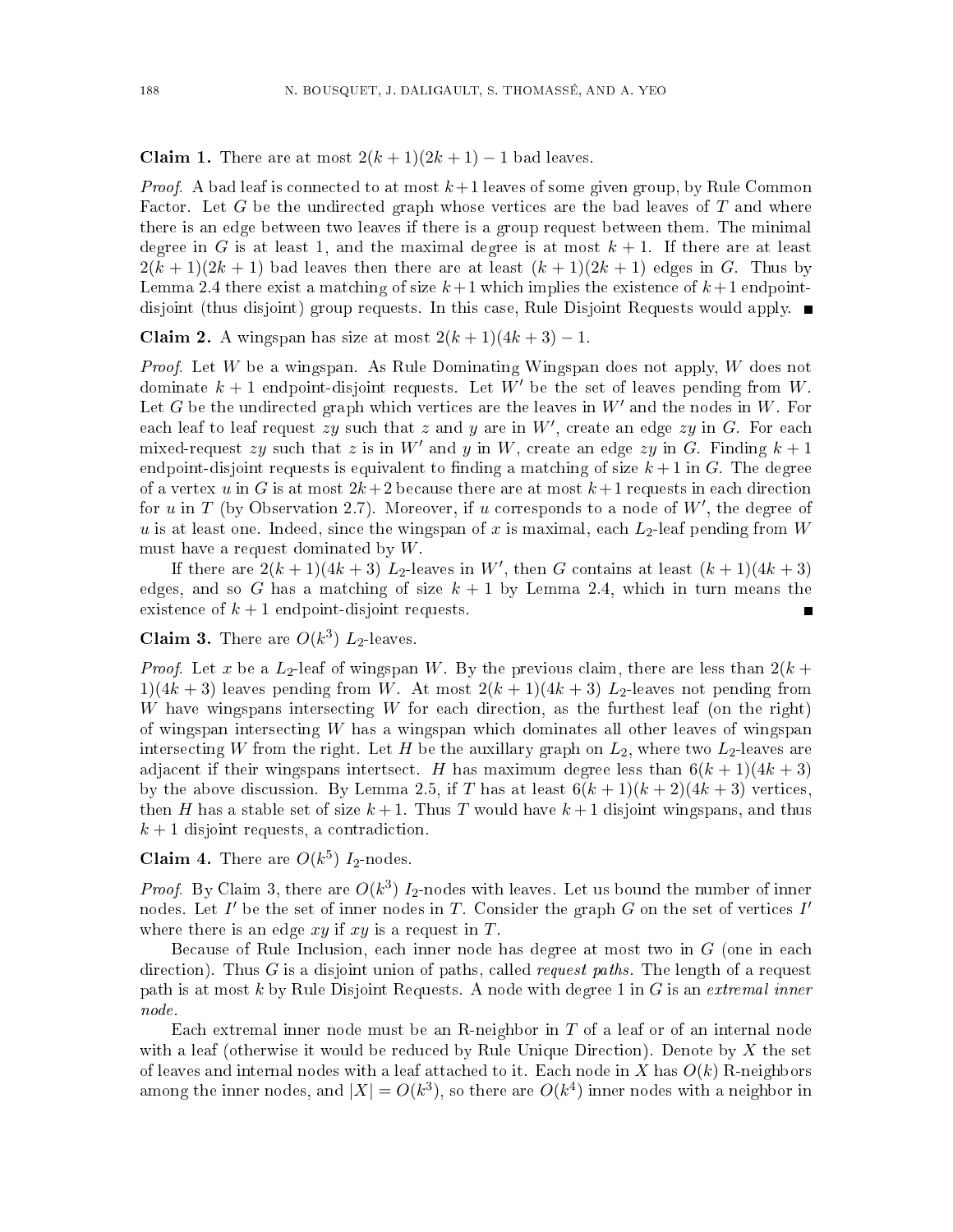**Claim 1.** There are at most $2(k+1)(2k+1)-1$ bad leaves.

*Proof.* A bad leaf is connected to at most $k+1$ leaves of some given group, by Rule Common Factor. Let $G$ be the undirected graph whose vertices are the bad leaves of $T$ and where there is an edge between two leaves if there is a group request between them. The minimal degree in $G$ is at least 1, and the maximal degree is at most $k+1$. If there are at least $2(k+1)(2k+1)$ bad leaves then there are at least $(k+1)(2k+1)$ edges in $G$. Thus by Lemma 2.4 there exist a matching of size $k+1$ which implies the existence of $k+1$ endpoint-disjoint (thus disjoint) group requests. In this case, Rule Disjoint Requests would apply. ∎

**Claim 2.** A wingspan has size at most $2(k+1)(4k+3)-1$.

*Proof.* Let $W$ be a wingspan. As Rule Dominating Wingspan does not apply, $W$ does not dominate $k+1$ endpoint-disjoint requests. Let $W'$ be the set of leaves pending from $W$. Let $G$ be the undirected graph which vertices are the leaves in $W'$ and the nodes in $W$. For each leaf to leaf request $zy$ such that $z$ and $y$ are in $W'$, create an edge $zy$ in $G$. For each mixed-request $zy$ such that $z$ is in $W'$ and $y$ in $W$, create an edge $zy$ in $G$. Finding $k+1$ endpoint-disjoint requests is equivalent to finding a matching of size $k+1$ in $G$. The degree of a vertex $u$ in $G$ is at most $2k+2$ because there are at most $k+1$ requests in each direction for $u$ in $T$ (by Observation 2.7). Moreover, if $u$ corresponds to a node of $W'$, the degree of $u$ is at least one. Indeed, since the wingspan of $x$ is maximal, each $L_2$-leaf pending from $W$ must have a request dominated by $W$.

If there are $2(k+1)(4k+3)$ $L_2$-leaves in $W'$, then $G$ contains at least $(k+1)(4k+3)$ edges, and so $G$ has a matching of size $k+1$ by Lemma 2.4, which in turn means the existence of $k+1$ endpoint-disjoint requests. ∎

**Claim 3.** There are $O(k^3)$ $L_2$-leaves.

*Proof.* Let $x$ be a $L_2$-leaf of wingspan $W$. By the previous claim, there are less than $2(k+1)(4k+3)$ leaves pending from $W$. At most $2(k+1)(4k+3)$ $L_2$-leaves not pending from $W$ have wingspans intersecting $W$ for each direction, as the furthest leaf (on the right) of wingspan intersecting $W$ has a wingspan which dominates all other leaves of wingspan intersecting $W$ from the right. Let $H$ be the auxillary graph on $L_2$, where two $L_2$-leaves are adjacent if their wingspans intertsect. $H$ has maximum degree less than $6(k+1)(4k+3)$ by the above discussion. By Lemma 2.5, if $T$ has at least $6(k+1)(k+2)(4k+3)$ vertices, then $H$ has a stable set of size $k+1$. Thus $T$ would have $k+1$ disjoint wingspans, and thus $k+1$ disjoint requests, a contradiction.

**Claim 4.** There are $O(k^5)$ $I_2$-nodes.

*Proof.* By Claim 3, there are $O(k^3)$ $I_2$-nodes with leaves. Let us bound the number of inner nodes. Let $I'$ be the set of inner nodes in $T$. Consider the graph $G$ on the set of vertices $I'$ where there is an edge $xy$ if $xy$ is a request in $T$.

Because of Rule Inclusion, each inner node has degree at most two in $G$ (one in each direction). Thus $G$ is a disjoint union of paths, called *request paths*. The length of a request path is at most $k$ by Rule Disjoint Requests. A node with degree 1 in $G$ is an *extremal inner node*.

Each extremal inner node must be an R-neighbor in $T$ of a leaf or of an internal node with a leaf (otherwise it would be reduced by Rule Unique Direction). Denote by $X$ the set of leaves and internal nodes with a leaf attached to it. Each node in $X$ has $O(k)$ R-neighbors among the inner nodes, and $|X| = O(k^3)$, so there are $O(k^4)$ inner nodes with a neighbor in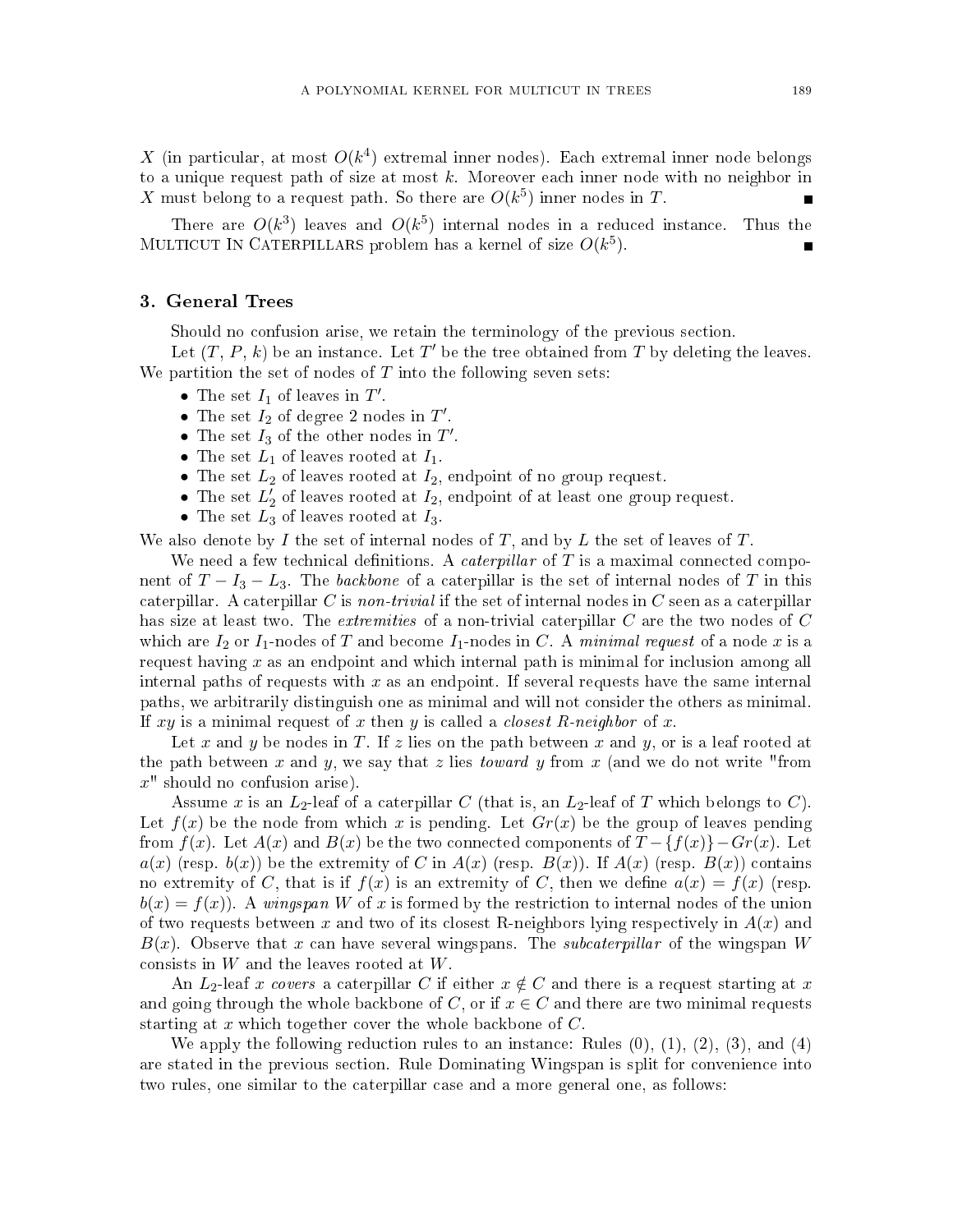$X$ (in particular, at most $O(k^4)$ extremal inner nodes). Each extremal inner node belongs to a unique request path of size at most $k$. Moreover each inner node with no neighbor in $X$ must belong to a request path. So there are $O(k^5)$ inner nodes in $T$. ∎

There are $O(k^3)$ leaves and $O(k^5)$ internal nodes in a reduced instance. Thus the Multicut In Caterpillars problem has a kernel of size $O(k^5)$. ∎

## 3. General Trees

Should no confusion arise, we retain the terminology of the previous section.

Let $(T, P, k)$ be an instance. Let $T'$ be the tree obtained from $T$ by deleting the leaves. We partition the set of nodes of $T$ into the following seven sets:

- The set $I_1$ of leaves in $T'$.
- The set $I_2$ of degree 2 nodes in $T'$.
- The set $I_3$ of the other nodes in $T'$.
- The set $L_1$ of leaves rooted at $I_1$.
- The set $L_2$ of leaves rooted at $I_2$, endpoint of no group request.
- The set $L'_2$ of leaves rooted at $I_2$, endpoint of at least one group request.
- The set $L_3$ of leaves rooted at $I_3$.

We also denote by $I$ the set of internal nodes of $T$, and by $L$ the set of leaves of $T$.

We need a few technical definitions. A *caterpillar* of $T$ is a maximal connected component of $T - I_3 - L_3$. The *backbone* of a caterpillar is the set of internal nodes of $T$ in this caterpillar. A caterpillar $C$ is *non-trivial* if the set of internal nodes in $C$ seen as a caterpillar has size at least two. The *extremities* of a non-trivial caterpillar $C$ are the two nodes of $C$ which are $I_2$ or $I_1$-nodes of $T$ and become $I_1$-nodes in $C$. A *minimal request* of a node $x$ is a request having $x$ as an endpoint and which internal path is minimal for inclusion among all internal paths of requests with $x$ as an endpoint. If several requests have the same internal paths, we arbitrarily distinguish one as minimal and will not consider the others as minimal. If $xy$ is a minimal request of $x$ then $y$ is called a *closest R-neighbor* of $x$.

Let $x$ and $y$ be nodes in $T$. If $z$ lies on the path between $x$ and $y$, or is a leaf rooted at the path between $x$ and $y$, we say that $z$ lies *toward* $y$ from $x$ (and we do not write "from $x$" should no confusion arise).

Assume $x$ is an $L_2$-leaf of a caterpillar $C$ (that is, an $L_2$-leaf of $T$ which belongs to $C$). Let $f(x)$ be the node from which $x$ is pending. Let $Gr(x)$ be the group of leaves pending from $f(x)$. Let $A(x)$ and $B(x)$ be the two connected components of $T - \{f(x)\} - Gr(x)$. Let $a(x)$ (resp. $b(x)$) be the extremity of $C$ in $A(x)$ (resp. $B(x)$). If $A(x)$ (resp. $B(x)$) contains no extremity of $C$, that is if $f(x)$ is an extremity of $C$, then we define $a(x) = f(x)$ (resp. $b(x) = f(x)$). A *wingspan* $W$ of $x$ is formed by the restriction to internal nodes of the union of two requests between $x$ and two of its closest R-neighbors lying respectively in $A(x)$ and $B(x)$. Observe that $x$ can have several wingspans. The *subcaterpillar* of the wingspan $W$ consists in $W$ and the leaves rooted at $W$.

An $L_2$-leaf $x$ *covers* a caterpillar $C$ if either $x \notin C$ and there is a request starting at $x$ and going through the whole backbone of $C$, or if $x \in C$ and there are two minimal requests starting at $x$ which together cover the whole backbone of $C$.

We apply the following reduction rules to an instance: Rules (0), (1), (2), (3), and (4) are stated in the previous section. Rule Dominating Wingspan is split for convenience into two rules, one similar to the caterpillar case and a more general one, as follows: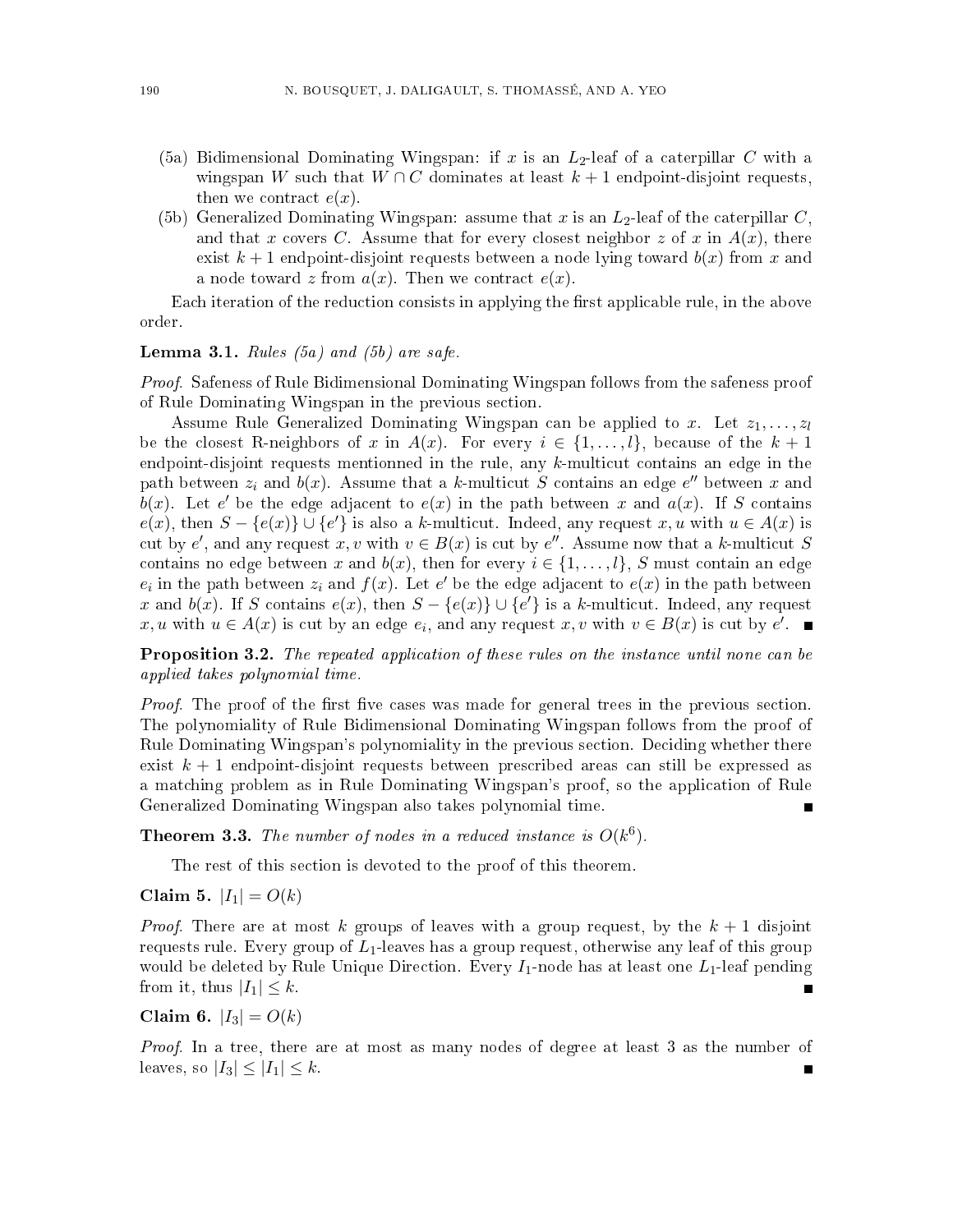(5a) Bidimensional Dominating Wingspan: if $x$ is an $L_2$-leaf of a caterpillar $C$ with a wingspan $W$ such that $W \cap C$ dominates at least $k+1$ endpoint-disjoint requests, then we contract $e(x)$.

(5b) Generalized Dominating Wingspan: assume that $x$ is an $L_2$-leaf of the caterpillar $C$, and that $x$ covers $C$. Assume that for every closest neighbor $z$ of $x$ in $A(x)$, there exist $k+1$ endpoint-disjoint requests between a node lying toward $b(x)$ from $x$ and a node toward $z$ from $a(x)$. Then we contract $e(x)$.

Each iteration of the reduction consists in applying the first applicable rule, in the above order.

**Lemma 3.1.** *Rules (5a) and (5b) are safe.*

*Proof.* Safeness of Rule Bidimensional Dominating Wingspan follows from the safeness proof of Rule Dominating Wingspan in the previous section.

Assume Rule Generalized Dominating Wingspan can be applied to $x$. Let $z_1, \ldots, z_l$ be the closest R-neighbors of $x$ in $A(x)$. For every $i \in \{1, \ldots, l\}$, because of the $k+1$ endpoint-disjoint requests mentionned in the rule, any $k$-multicut contains an edge in the path between $z_i$ and $b(x)$. Assume that a $k$-multicut $S$ contains an edge $e''$ between $x$ and $b(x)$. Let $e'$ be the edge adjacent to $e(x)$ in the path between $x$ and $a(x)$. If $S$ contains $e(x)$, then $S - \{e(x)\} \cup \{e'\}$ is also a $k$-multicut. Indeed, any request $x, u$ with $u \in A(x)$ is cut by $e'$, and any request $x, v$ with $v \in B(x)$ is cut by $e''$. Assume now that a $k$-multicut $S$ contains no edge between $x$ and $b(x)$, then for every $i \in \{1, \ldots, l\}$, $S$ must contain an edge $e_i$ in the path between $z_i$ and $f(x)$. Let $e'$ be the edge adjacent to $e(x)$ in the path between $x$ and $b(x)$. If $S$ contains $e(x)$, then $S - \{e(x)\} \cup \{e'\}$ is a $k$-multicut. Indeed, any request $x, u$ with $u \in A(x)$ is cut by an edge $e_i$, and any request $x, v$ with $v \in B(x)$ is cut by $e'$. ■

**Proposition 3.2.** *The repeated application of these rules on the instance until none can be applied takes polynomial time.*

*Proof.* The proof of the first five cases was made for general trees in the previous section. The polynomiality of Rule Bidimensional Dominating Wingspan follows from the proof of Rule Dominating Wingspan's polynomiality in the previous section. Deciding whether there exist $k+1$ endpoint-disjoint requests between prescribed areas can still be expressed as a matching problem as in Rule Dominating Wingspan's proof, so the application of Rule Generalized Dominating Wingspan also takes polynomial time. ■

**Theorem 3.3.** *The number of nodes in a reduced instance is $O(k^6)$.*

The rest of this section is devoted to the proof of this theorem.

**Claim 5.** $|I_1| = O(k)$

*Proof.* There are at most $k$ groups of leaves with a group request, by the $k+1$ disjoint requests rule. Every group of $L_1$-leaves has a group request, otherwise any leaf of this group would be deleted by Rule Unique Direction. Every $I_1$-node has at least one $L_1$-leaf pending from it, thus $|I_1| \leq k$. ■

**Claim 6.** $|I_3| = O(k)$

*Proof.* In a tree, there are at most as many nodes of degree at least 3 as the number of leaves, so $|I_3| \leq |I_1| \leq k$. ■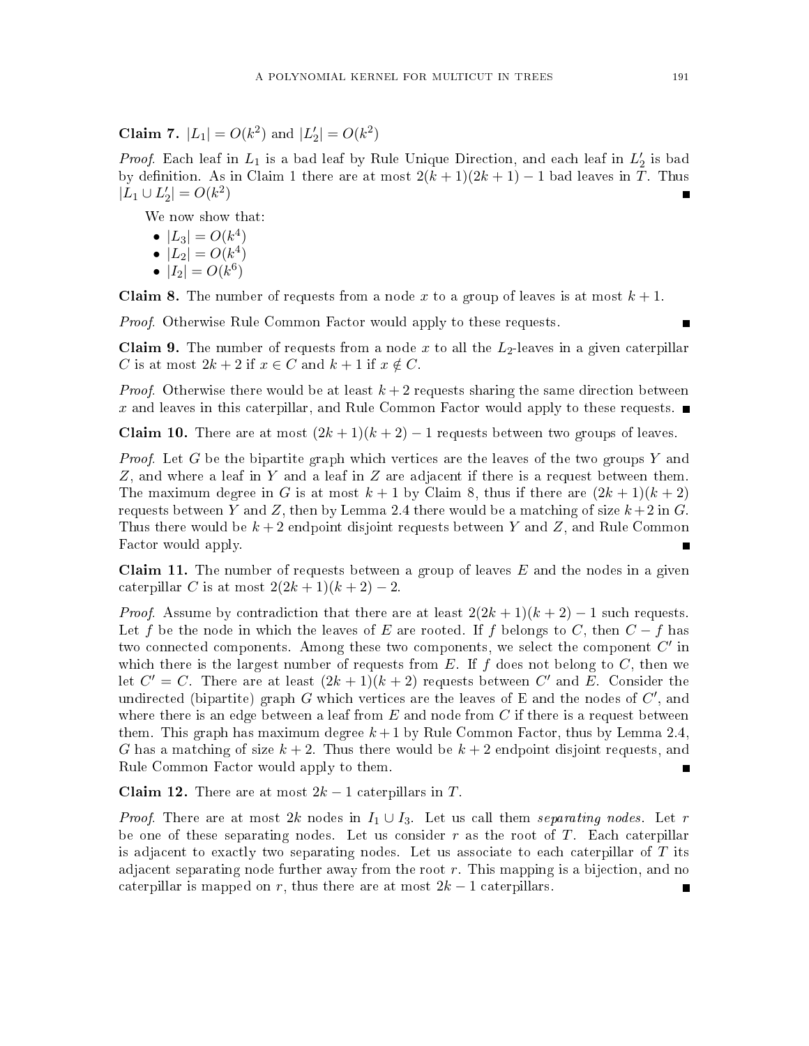**Claim 7.** $|L_1| = O(k^2)$ and $|L'_2| = O(k^2)$

*Proof*. Each leaf in $L_1$ is a bad leaf by Rule Unique Direction, and each leaf in $L'_2$ is bad by definition. As in Claim 1 there are at most $2(k+1)(2k+1) - 1$ bad leaves in $T$. Thus $|L_1 \cup L'_2| = O(k^2)$ ∎

We now show that:

- $|L_3| = O(k^4)$
- $|L_2| = O(k^4)$
- $|I_2| = O(k^6)$

**Claim 8.** The number of requests from a node $x$ to a group of leaves is at most $k+1$.

*Proof*. Otherwise Rule Common Factor would apply to these requests. ∎

**Claim 9.** The number of requests from a node $x$ to all the $L_2$-leaves in a given caterpillar $C$ is at most $2k+2$ if $x \in C$ and $k+1$ if $x \notin C$.

*Proof*. Otherwise there would be at least $k+2$ requests sharing the same direction between $x$ and leaves in this caterpillar, and Rule Common Factor would apply to these requests. ∎

**Claim 10.** There are at most $(2k+1)(k+2) - 1$ requests between two groups of leaves.

*Proof*. Let $G$ be the bipartite graph which vertices are the leaves of the two groups $Y$ and $Z$, and where a leaf in $Y$ and a leaf in $Z$ are adjacent if there is a request between them. The maximum degree in $G$ is at most $k+1$ by Claim 8, thus if there are $(2k+1)(k+2)$ requests between $Y$ and $Z$, then by Lemma 2.4 there would be a matching of size $k+2$ in $G$. Thus there would be $k+2$ endpoint disjoint requests between $Y$ and $Z$, and Rule Common Factor would apply. ∎

**Claim 11.** The number of requests between a group of leaves $E$ and the nodes in a given caterpillar $C$ is at most $2(2k+1)(k+2) - 2$.

*Proof*. Assume by contradiction that there are at least $2(2k+1)(k+2) - 1$ such requests. Let $f$ be the node in which the leaves of $E$ are rooted. If $f$ belongs to $C$, then $C - f$ has two connected components. Among these two components, we select the component $C'$ in which there is the largest number of requests from $E$. If $f$ does not belong to $C$, then we let $C' = C$. There are at least $(2k+1)(k+2)$ requests between $C'$ and $E$. Consider the undirected (bipartite) graph $G$ which vertices are the leaves of E and the nodes of $C'$, and where there is an edge between a leaf from $E$ and node from $C$ if there is a request between them. This graph has maximum degree $k+1$ by Rule Common Factor, thus by Lemma 2.4, $G$ has a matching of size $k+2$. Thus there would be $k+2$ endpoint disjoint requests, and Rule Common Factor would apply to them. ∎

**Claim 12.** There are at most $2k-1$ caterpillars in $T$.

*Proof*. There are at most $2k$ nodes in $I_1 \cup I_3$. Let us call them *separating nodes*. Let $r$ be one of these separating nodes. Let us consider $r$ as the root of $T$. Each caterpillar is adjacent to exactly two separating nodes. Let us associate to each caterpillar of $T$ its adjacent separating node further away from the root $r$. This mapping is a bijection, and no caterpillar is mapped on $r$, thus there are at most $2k-1$ caterpillars. ∎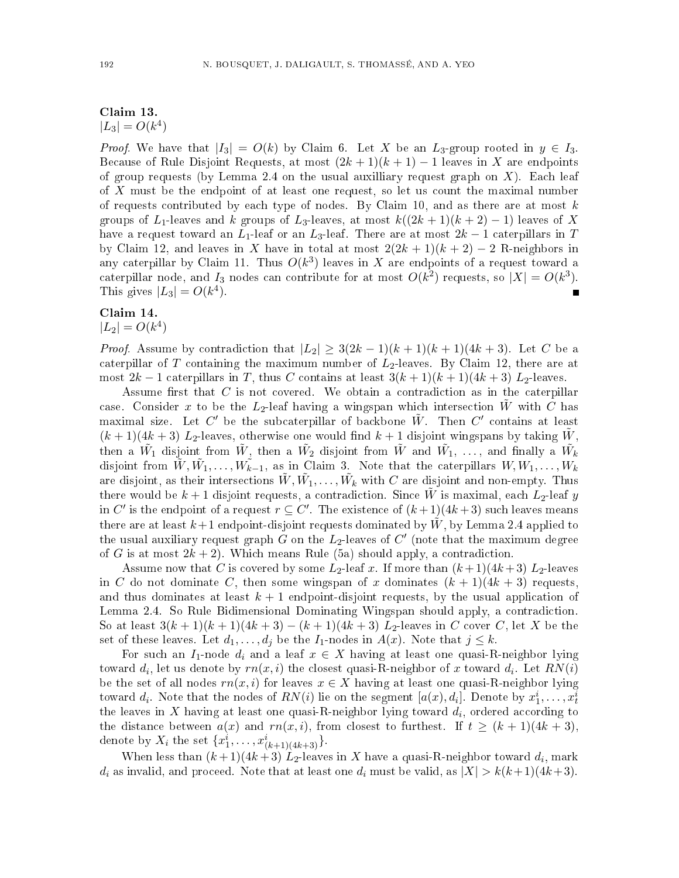**Claim 13.**
$|L_3| = O(k^4)$

*Proof.* We have that $|I_3| = O(k)$ by Claim 6. Let $X$ be an $L_3$-group rooted in $y \in I_3$. Because of Rule Disjoint Requests, at most $(2k+1)(k+1)-1$ leaves in $X$ are endpoints of group requests (by Lemma 2.4 on the usual auxilliary request graph on $X$). Each leaf of $X$ must be the endpoint of at least one request, so let us count the maximal number of requests contributed by each type of nodes. By Claim 10, and as there are at most $k$ groups of $L_1$-leaves and $k$ groups of $L_3$-leaves, at most $k((2k+1)(k+2)-1)$ leaves of $X$ have a request toward an $L_1$-leaf or an $L_3$-leaf. There are at most $2k-1$ caterpillars in $T$ by Claim 12, and leaves in $X$ have in total at most $2(2k+1)(k+2)-2$ R-neighbors in any caterpillar by Claim 11. Thus $O(k^3)$ leaves in $X$ are endpoints of a request toward a caterpillar node, and $I_3$ nodes can contribute for at most $O(k^2)$ requests, so $|X| = O(k^3)$. This gives $|L_3| = O(k^4)$. ∎

**Claim 14.**
$|L_2| = O(k^4)$

*Proof.* Assume by contradiction that $|L_2| \geq 3(2k-1)(k+1)(k+1)(4k+3)$. Let $C$ be a caterpillar of $T$ containing the maximum number of $L_2$-leaves. By Claim 12, there are at most $2k-1$ caterpillars in $T$, thus $C$ contains at least $3(k+1)(k+1)(4k+3)$ $L_2$-leaves.

Assume first that $C$ is not covered. We obtain a contradiction as in the caterpillar case. Consider $x$ to be the $L_2$-leaf having a wingspan which intersection $\tilde{W}$ with $C$ has maximal size. Let $C'$ be the subcaterpillar of backbone $\tilde{W}$. Then $C'$ contains at least $(k+1)(4k+3)$ $L_2$-leaves, otherwise one would find $k+1$ disjoint wingspans by taking $\tilde{W}$, then a $\tilde{W}_1$ disjoint from $\tilde{W}$, then a $\tilde{W}_2$ disjoint from $\tilde{W}$ and $\tilde{W}_1$, …, and finally a $\tilde{W}_k$ disjoint from $\tilde{W}, \tilde{W}_1, \ldots, \tilde{W}_{k-1}$, as in Claim 3. Note that the caterpillars $W, W_1, \ldots, W_k$ are disjoint, as their intersections $\tilde{W}, \tilde{W}_1, \ldots, \tilde{W}_k$ with $C$ are disjoint and non-empty. Thus there would be $k+1$ disjoint requests, a contradiction. Since $\tilde{W}$ is maximal, each $L_2$-leaf $y$ in $C'$ is the endpoint of a request $r \subseteq C'$. The existence of $(k+1)(4k+3)$ such leaves means there are at least $k+1$ endpoint-disjoint requests dominated by $\tilde{W}$, by Lemma 2.4 applied to the usual auxiliary request graph $G$ on the $L_2$-leaves of $C'$ (note that the maximum degree of $G$ is at most $2k+2$). Which means Rule (5a) should apply, a contradiction.

Assume now that $C$ is covered by some $L_2$-leaf $x$. If more than $(k+1)(4k+3)$ $L_2$-leaves in $C$ do not dominate $C$, then some wingspan of $x$ dominates $(k+1)(4k+3)$ requests, and thus dominates at least $k+1$ endpoint-disjoint requests, by the usual application of Lemma 2.4. So Rule Bidimensional Dominating Wingspan should apply, a contradiction. So at least $3(k+1)(k+1)(4k+3) - (k+1)(4k+3)$ $L_2$-leaves in $C$ cover $C$, let $X$ be the set of these leaves. Let $d_1, \ldots, d_j$ be the $I_1$-nodes in $A(x)$. Note that $j \leq k$.

For such an $I_1$-node $d_i$ and a leaf $x \in X$ having at least one quasi-R-neighbor lying toward $d_i$, let us denote by $rn(x,i)$ the closest quasi-R-neighbor of $x$ toward $d_i$. Let $RN(i)$ be the set of all nodes $rn(x,i)$ for leaves $x \in X$ having at least one quasi-R-neighbor lying toward $d_i$. Note that the nodes of $RN(i)$ lie on the segment $[a(x), d_i]$. Denote by $x_1^i, \ldots, x_t^i$ the leaves in $X$ having at least one quasi-R-neighbor lying toward $d_i$, ordered according to the distance between $a(x)$ and $rn(x,i)$, from closest to furthest. If $t \geq (k+1)(4k+3)$, denote by $X_i$ the set $\{x_1^i, \ldots, x_{(k+1)(4k+3)}^i\}$.

When less than $(k+1)(4k+3)$ $L_2$-leaves in $X$ have a quasi-R-neighbor toward $d_i$, mark $d_i$ as invalid, and proceed. Note that at least one $d_i$ must be valid, as $|X| > k(k+1)(4k+3)$.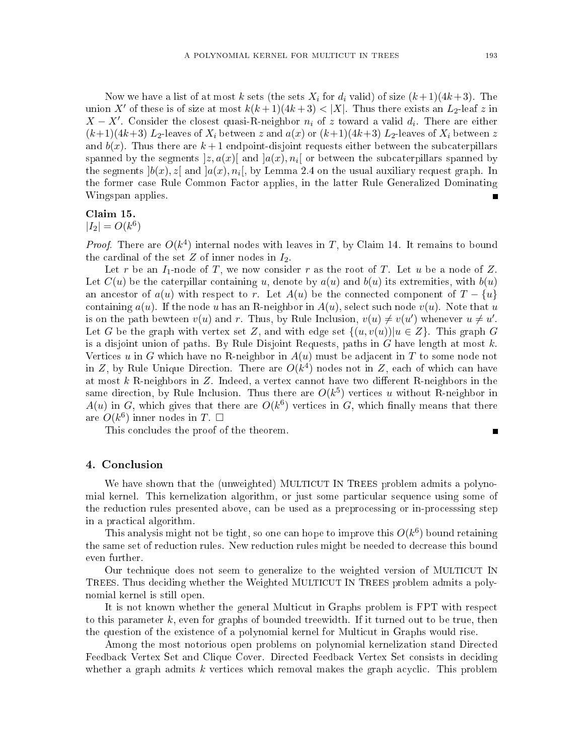Now we have a list of at most $k$ sets (the sets $X_i$ for $d_i$ valid) of size $(k+1)(4k+3)$. The union $X'$ of these is of size at most $k(k+1)(4k+3) < |X|$. Thus there exists an $L_2$-leaf $z$ in $X - X'$. Consider the closest quasi-R-neighbor $n_i$ of $z$ toward a valid $d_i$. There are either $(k+1)(4k+3)$ $L_2$-leaves of $X_i$ between $z$ and $a(x)$ or $(k+1)(4k+3)$ $L_2$-leaves of $X_i$ between $z$ and $b(x)$. Thus there are $k+1$ endpoint-disjoint requests either between the subcaterpillars spanned by the segments $]z, a(x)[$ and $]a(x), n_i[$ or between the subcaterpillars spanned by the segments $]b(x), z[$ and $]a(x), n_i[$, by Lemma 2.4 on the usual auxiliary request graph. In the former case Rule Common Factor applies, in the latter Rule Generalized Dominating Wingspan applies. ∎

**Claim 15.**
$|I_2| = O(k^6)$

*Proof.* There are $O(k^4)$ internal nodes with leaves in $T$, by Claim 14. It remains to bound the cardinal of the set $Z$ of inner nodes in $I_2$.

Let $r$ be an $I_1$-node of $T$, we now consider $r$ as the root of $T$. Let $u$ be a node of $Z$. Let $C(u)$ be the caterpillar containing $u$, denote by $a(u)$ and $b(u)$ its extremities, with $b(u)$ an ancestor of $a(u)$ with respect to $r$. Let $A(u)$ be the connected component of $T - \{u\}$ containing $a(u)$. If the node $u$ has an R-neighbor in $A(u)$, select such node $v(u)$. Note that $u$ is on the path bewteen $v(u)$ and $r$. Thus, by Rule Inclusion, $v(u) \neq v(u')$ whenever $u \neq u'$. Let $G$ be the graph with vertex set $Z$, and with edge set $\{(u, v(u)) | u \in Z\}$. This graph $G$ is a disjoint union of paths. By Rule Disjoint Requests, paths in $G$ have length at most $k$. Vertices $u$ in $G$ which have no R-neighbor in $A(u)$ must be adjacent in $T$ to some node not in $Z$, by Rule Unique Direction. There are $O(k^4)$ nodes not in $Z$, each of which can have at most $k$ R-neighbors in $Z$. Indeed, a vertex cannot have two different R-neighbors in the same direction, by Rule Inclusion. Thus there are $O(k^5)$ vertices $u$ without R-neighbor in $A(u)$ in $G$, which gives that there are $O(k^6)$ vertices in $G$, which finally means that there are $O(k^6)$ inner nodes in $T$. □

This concludes the proof of the theorem. ∎

## 4. Conclusion

We have shown that the (unweighted) Multicut In Trees problem admits a polynomial kernel. This kernelization algorithm, or just some particular sequence using some of the reduction rules presented above, can be used as a preprocessing or in-processsing step in a practical algorithm.

This analysis might not be tight, so one can hope to improve this $O(k^6)$ bound retaining the same set of reduction rules. New reduction rules might be needed to decrease this bound even further.

Our technique does not seem to generalize to the weighted version of Multicut In Trees. Thus deciding whether the Weighted Multicut In Trees problem admits a polynomial kernel is still open.

It is not known whether the general Multicut in Graphs problem is FPT with respect to this parameter $k$, even for graphs of bounded treewidth. If it turned out to be true, then the question of the existence of a polynomial kernel for Multicut in Graphs would rise.

Among the most notorious open problems on polynomial kernelization stand Directed Feedback Vertex Set and Clique Cover. Directed Feedback Vertex Set consists in deciding whether a graph admits $k$ vertices which removal makes the graph acyclic. This problem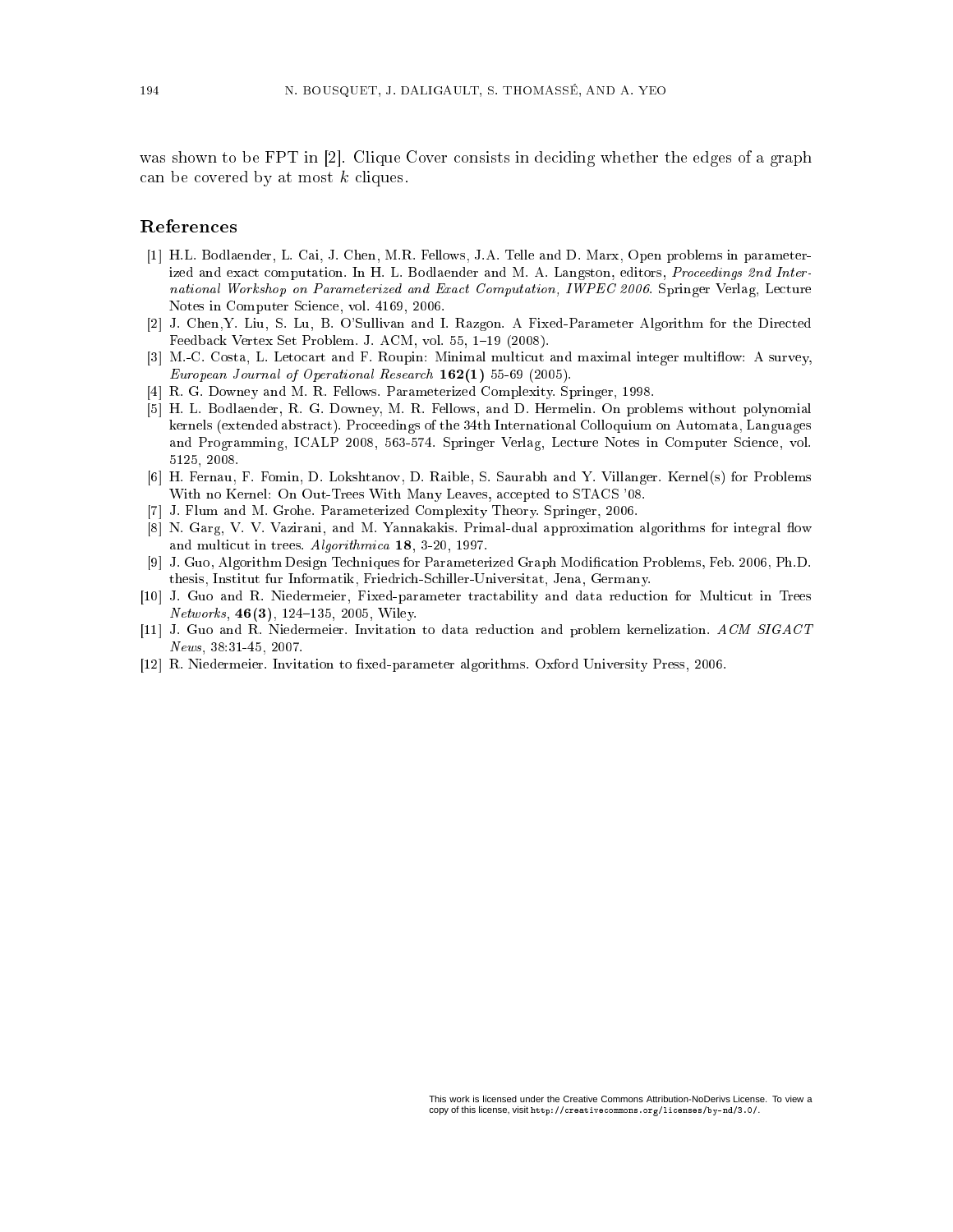was shown to be FPT in [2]. Clique Cover consists in deciding whether the edges of a graph can be covered by at most $k$ cliques.

## References

[1] H.L. Bodlaender, L. Cai, J. Chen, M.R. Fellows, J.A. Telle and D. Marx, Open problems in parameterized and exact computation. In H. L. Bodlaender and M. A. Langston, editors, *Proceedings 2nd International Workshop on Parameterized and Exact Computation, IWPEC 2006*. Springer Verlag, Lecture Notes in Computer Science, vol. 4169, 2006.

[2] J. Chen,Y. Liu, S. Lu, B. O'Sullivan and I. Razgon. A Fixed-Parameter Algorithm for the Directed Feedback Vertex Set Problem. J. ACM, vol. 55, 1–19 (2008).

[3] M.-C. Costa, L. Letocart and F. Roupin: Minimal multicut and maximal integer multiflow: A survey, *European Journal of Operational Research* **162(1)** 55-69 (2005).

[4] R. G. Downey and M. R. Fellows. Parameterized Complexity. Springer, 1998.

[5] H. L. Bodlaender, R. G. Downey, M. R. Fellows, and D. Hermelin. On problems without polynomial kernels (extended abstract). Proceedings of the 34th International Colloquium on Automata, Languages and Programming, ICALP 2008, 563-574. Springer Verlag, Lecture Notes in Computer Science, vol. 5125, 2008.

[6] H. Fernau, F. Fomin, D. Lokshtanov, D. Raible, S. Saurabh and Y. Villanger. Kernel(s) for Problems With no Kernel: On Out-Trees With Many Leaves, accepted to STACS '08.

[7] J. Flum and M. Grohe. Parameterized Complexity Theory. Springer, 2006.

[8] N. Garg, V. V. Vazirani, and M. Yannakakis. Primal-dual approximation algorithms for integral flow and multicut in trees. *Algorithmica* **18**, 3-20, 1997.

[9] J. Guo, Algorithm Design Techniques for Parameterized Graph Modification Problems, Feb. 2006, Ph.D. thesis, Institut fur Informatik, Friedrich-Schiller-Universitat, Jena, Germany.

[10] J. Guo and R. Niedermeier, Fixed-parameter tractability and data reduction for Multicut in Trees *Networks*, **46(3)**, 124–135, 2005, Wiley.

[11] J. Guo and R. Niedermeier. Invitation to data reduction and problem kernelization. *ACM SIGACT News*, 38:31-45, 2007.

[12] R. Niedermeier. Invitation to fixed-parameter algorithms. Oxford University Press, 2006.

This work is licensed under the Creative Commons Attribution-NoDerivs License. To view a copy of this license, visit http://creativecommons.org/licenses/by-nd/3.0/.